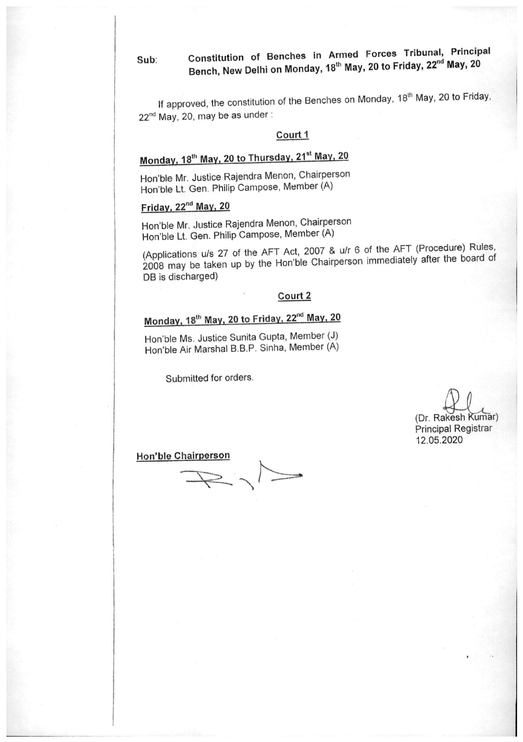**Sub: Constitution of Benches in Armed Forces Tribunal, Principal Bench, New Delhi on Monday, 18th May, 20 to Friday, 22nd May, 20**

If approved, the constitution of the Benches on Monday, 18th May, 20 to Friday, 22nd May, 20, may be as under :

## Court 1

**Monday, 18th May, 20 to Thursday, 21st May, 20**

Hon'ble Mr. Justice Rajendra Menon, Chairperson
Hon'ble Lt. Gen. Philip Campose, Member (A)

**Friday, 22nd May, 20**

Hon'ble Mr. Justice Rajendra Menon, Chairperson
Hon'ble Lt. Gen. Philip Campose, Member (A)

(Applications u/s 27 of the AFT Act, 2007 & u/r 6 of the AFT (Procedure) Rules, 2008 may be taken up by the Hon'ble Chairperson immediately after the board of DB is discharged)

## Court 2

**Monday, 18th May, 20 to Friday, 22nd May, 20**

Hon'ble Ms. Justice Sunita Gupta, Member (J)
Hon'ble Air Marshal B.B.P. Sinha, Member (A)

Submitted for orders.

(Dr. Rakesh Kumar)
Principal Registrar
12.05.2020

**Hon'ble Chairperson**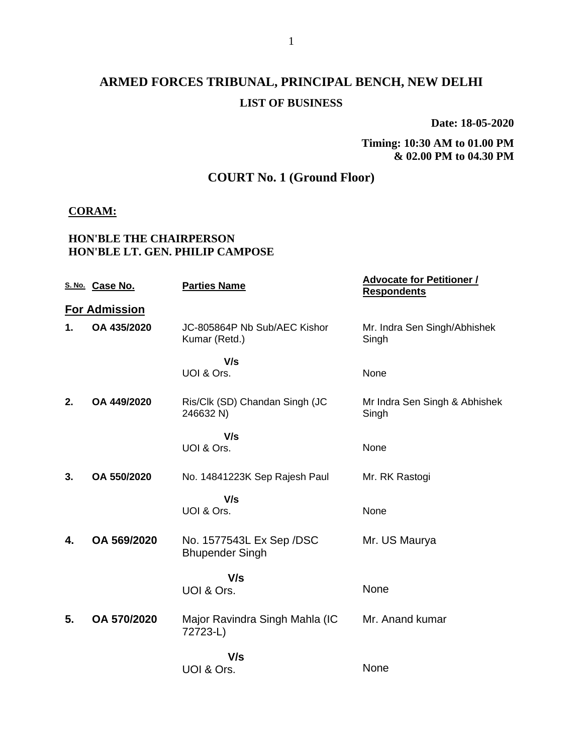# ARMED FORCES TRIBUNAL, PRINCIPAL BENCH, NEW DELHI

## LIST OF BUSINESS

**Date: 18-05-2020**

**Timing: 10:30 AM to 01.00 PM & 02.00 PM to 04.30 PM**

## COURT No. 1 (Ground Floor)

**CORAM:**

**HON'BLE THE CHAIRPERSON**
**HON'BLE LT. GEN. PHILIP CAMPOSE**

| S. No. | Case No. | Parties Name | Advocate for Petitioner / Respondents |
|---|---|---|---|
| **For Admission** | | | |
| **1.** | **OA 435/2020** | JC-805864P Nb Sub/AEC Kishor Kumar (Retd.) | Mr. Indra Sen Singh/Abhishek Singh |
| | | **V/s** UOI & Ors. | None |
| **2.** | **OA 449/2020** | Ris/Clk (SD) Chandan Singh (JC 246632 N) | Mr Indra Sen Singh & Abhishek Singh |
| | | **V/s** UOI & Ors. | None |
| **3.** | **OA 550/2020** | No. 14841223K Sep Rajesh Paul | Mr. RK Rastogi |
| | | **V/s** UOI & Ors. | None |
| **4.** | **OA 569/2020** | No. 1577543L Ex Sep /DSC Bhupender Singh | Mr. US Maurya |
| | | **V/s** UOI & Ors. | None |
| **5.** | **OA 570/2020** | Major Ravindra Singh Mahla (IC 72723-L) | Mr. Anand kumar |
| | | **V/s** UOI & Ors. | None |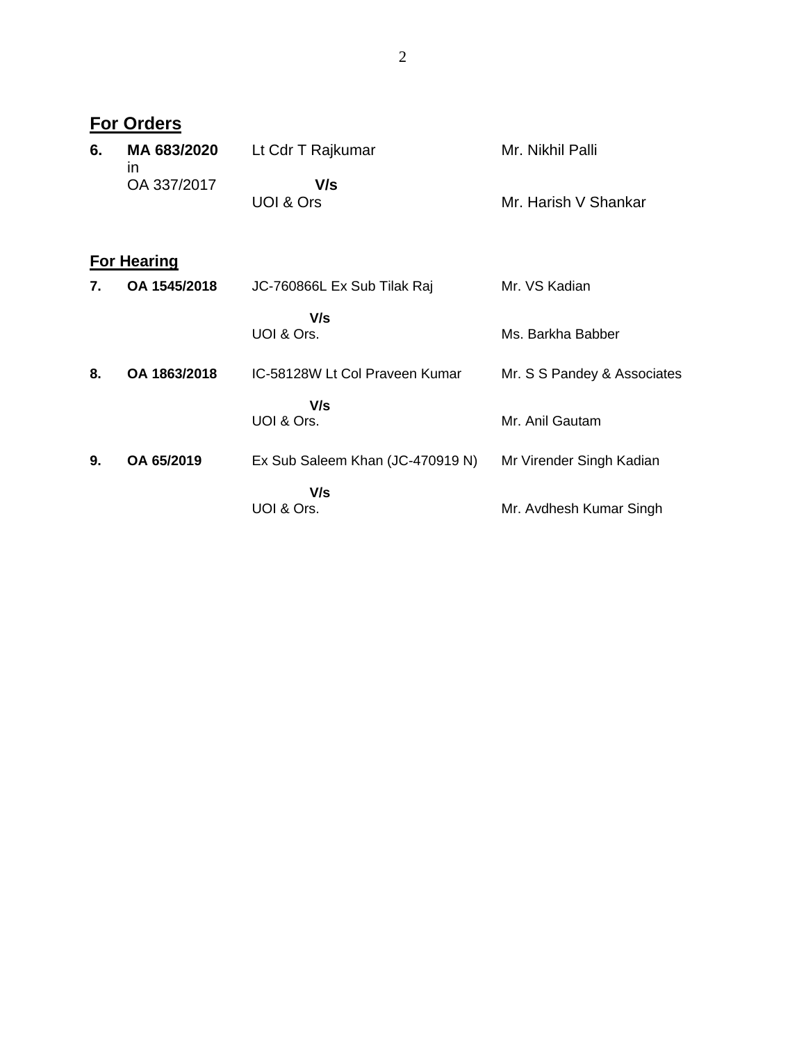## **For Orders**

| | | | |
|---|---|---|---|
| **6.** | **MA 683/2020** in OA 337/2017 | Lt Cdr T Rajkumar **V/s** UOI & Ors | Mr. Nikhil Palli<br>Mr. Harish V Shankar |

## **For Hearing**

| | | | |
|---|---|---|---|
| **7.** | **OA 1545/2018** | JC-760866L Ex Sub Tilak Raj **V/s** UOI & Ors. | Mr. VS Kadian<br>Ms. Barkha Babber |
| **8.** | **OA 1863/2018** | IC-58128W Lt Col Praveen Kumar **V/s** UOI & Ors. | Mr. S S Pandey & Associates<br>Mr. Anil Gautam |
| **9.** | **OA 65/2019** | Ex Sub Saleem Khan (JC-470919 N) **V/s** UOI & Ors. | Mr Virender Singh Kadian<br>Mr. Avdhesh Kumar Singh |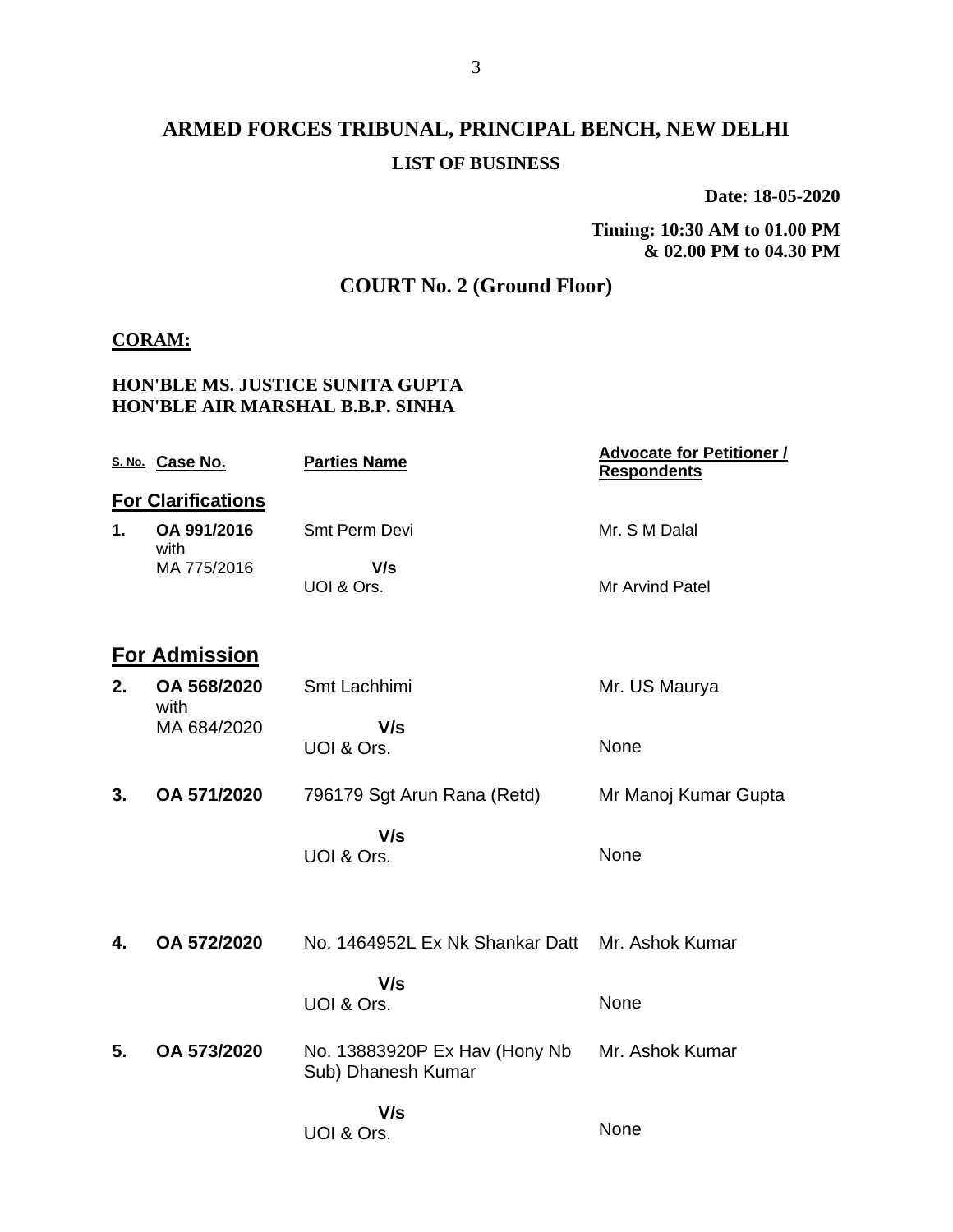# ARMED FORCES TRIBUNAL, PRINCIPAL BENCH, NEW DELHI

**LIST OF BUSINESS**

**Date: 18-05-2020**

**Timing: 10:30 AM to 01.00 PM & 02.00 PM to 04.30 PM**

## COURT No. 2 (Ground Floor)

**CORAM:**

**HON'BLE MS. JUSTICE SUNITA GUPTA**
**HON'BLE AIR MARSHAL B.B.P. SINHA**

| S. No. | Case No. | Parties Name | Advocate for Petitioner / Respondents |
|---|---|---|---|
| **For Clarifications** | | | |
| **1.** | **OA 991/2016** with MA 775/2016 | Smt Perm Devi **V/s** UOI & Ors. | Mr. S M Dalal / Mr Arvind Patel |
| **For Admission** | | | |
| **2.** | **OA 568/2020** with MA 684/2020 | Smt Lachhimi **V/s** UOI & Ors. | Mr. US Maurya / None |
| **3.** | **OA 571/2020** | 796179 Sgt Arun Rana (Retd) **V/s** UOI & Ors. | Mr Manoj Kumar Gupta / None |
| **4.** | **OA 572/2020** | No. 1464952L Ex Nk Shankar Datt **V/s** UOI & Ors. | Mr. Ashok Kumar / None |
| **5.** | **OA 573/2020** | No. 13883920P Ex Hav (Hony Nb Sub) Dhanesh Kumar **V/s** UOI & Ors. | Mr. Ashok Kumar / None |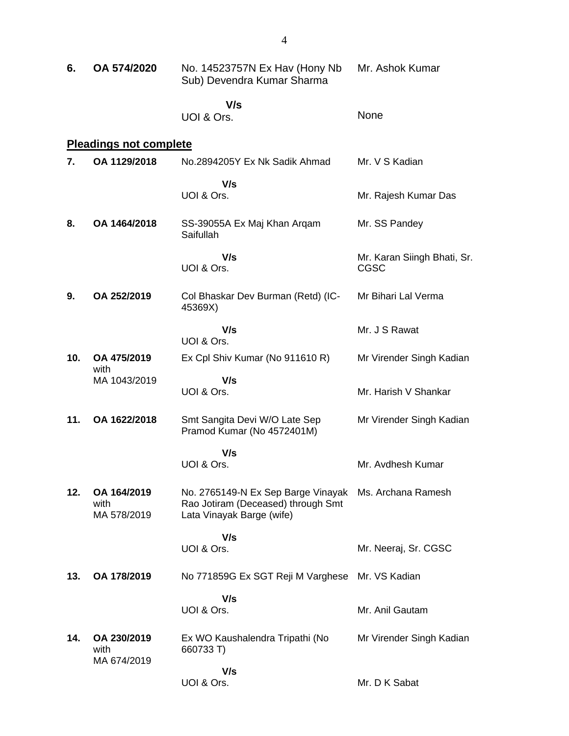| | | | |
|---|---|---|---|
| **6.** | **OA 574/2020** | No. 14523757N Ex Hav (Hony Nb Sub) Devendra Kumar Sharma | Mr. Ashok Kumar |
| | | **V/s** UOI & Ors. | None |

**Pleadings not complete**

| | | | |
|---|---|---|---|
| **7.** | **OA 1129/2018** | No.2894205Y Ex Nk Sadik Ahmad | Mr. V S Kadian |
| | | **V/s** UOI & Ors. | Mr. Rajesh Kumar Das |
| **8.** | **OA 1464/2018** | SS-39055A Ex Maj Khan Arqam Saifullah | Mr. SS Pandey |
| | | **V/s** UOI & Ors. | Mr. Karan Siingh Bhati, Sr. CGSC |
| **9.** | **OA 252/2019** | Col Bhaskar Dev Burman (Retd) (IC-45369X) | Mr Bihari Lal Verma |
| | | **V/s** UOI & Ors. | Mr. J S Rawat |
| **10.** | **OA 475/2019** with MA 1043/2019 | Ex Cpl Shiv Kumar (No 911610 R) | Mr Virender Singh Kadian |
| | | **V/s** UOI & Ors. | Mr. Harish V Shankar |
| **11.** | **OA 1622/2018** | Smt Sangita Devi W/O Late Sep Pramod Kumar (No 4572401M) | Mr Virender Singh Kadian |
| | | **V/s** UOI & Ors. | Mr. Avdhesh Kumar |
| **12.** | **OA 164/2019** with MA 578/2019 | No. 2765149-N Ex Sep Barge Vinayak Rao Jotiram (Deceased) through Smt Lata Vinayak Barge (wife) | Ms. Archana Ramesh |
| | | **V/s** UOI & Ors. | Mr. Neeraj, Sr. CGSC |
| **13.** | **OA 178/2019** | No 771859G Ex SGT Reji M Varghese | Mr. VS Kadian |
| | | **V/s** UOI & Ors. | Mr. Anil Gautam |
| **14.** | **OA 230/2019** with MA 674/2019 | Ex WO Kaushalendra Tripathi (No 660733 T) | Mr Virender Singh Kadian |
| | | **V/s** UOI & Ors. | Mr. D K Sabat |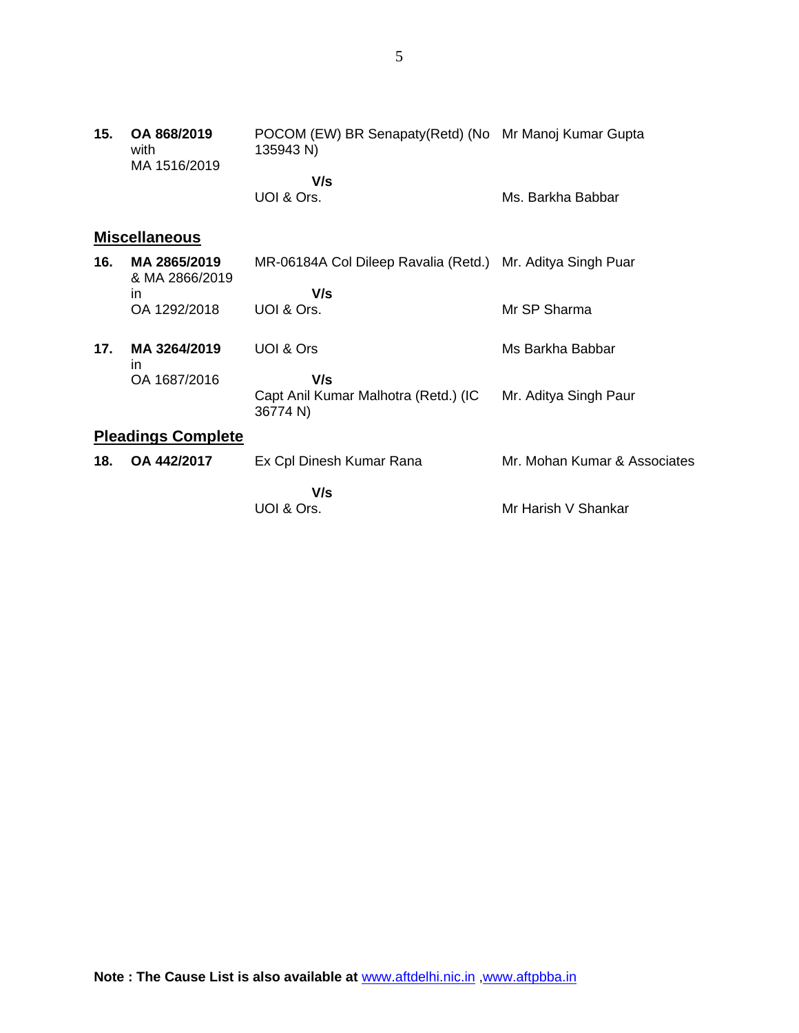| | | | |
|---|---|---|---|
| **15.** | **OA 868/2019** with MA 1516/2019 | POCOM (EW) BR Senapaty(Retd) (No 135943 N) | Mr Manoj Kumar Gupta |
| | | **V/s** | |
| | | UOI & Ors. | Ms. Barkha Babbar |

## Miscellaneous

| | | | |
|---|---|---|---|
| **16.** | **MA 2865/2019** & MA 2866/2019 in OA 1292/2018 | MR-06184A Col Dileep Ravalia (Retd.) | Mr. Aditya Singh Puar |
| | | **V/s** | |
| | | UOI & Ors. | Mr SP Sharma |
| **17.** | **MA 3264/2019** in OA 1687/2016 | UOI & Ors | Ms Barkha Babbar |
| | | **V/s** | |
| | | Capt Anil Kumar Malhotra (Retd.) (IC 36774 N) | Mr. Aditya Singh Paur |

## Pleadings Complete

| | | | |
|---|---|---|---|
| **18.** | **OA 442/2017** | Ex Cpl Dinesh Kumar Rana | Mr. Mohan Kumar & Associates |
| | | **V/s** | |
| | | UOI & Ors. | Mr Harish V Shankar |

**Note : The Cause List is also available at** www.aftdelhi.nic.in ,www.aftpbba.in